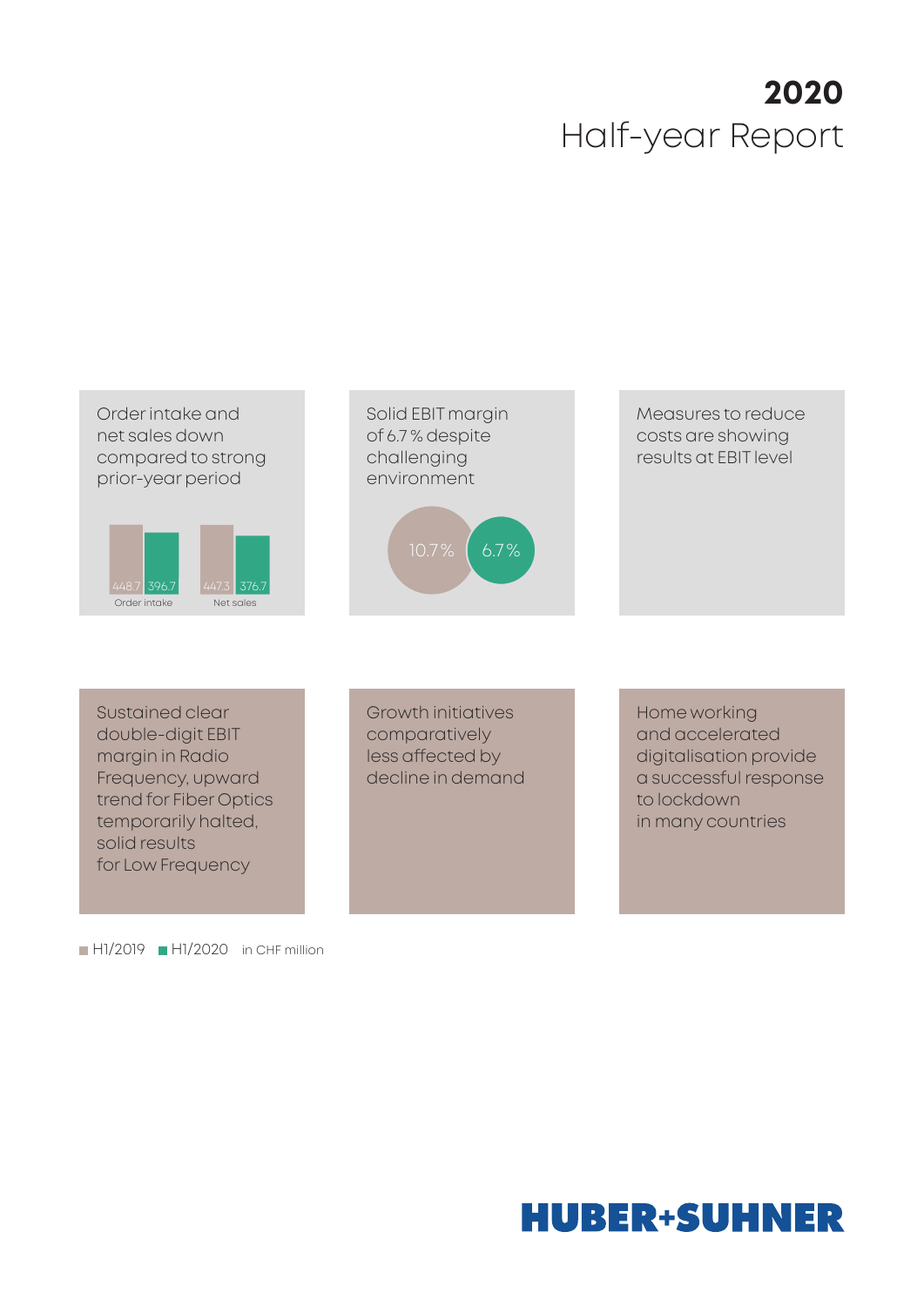# 2020
## Half-year Report

Order intake and net sales down compared to strong prior-year period

| | H1/2019 | H1/2020 |
|---|---|---|
| Order intake | 448.7 | 396.7 |
| Net sales | 447.3 | 376.7 |

Solid EBIT margin of 6.7 % despite challenging environment

10.7 % | 6.7 %

Measures to reduce costs are showing results at EBIT level

Sustained clear double-digit EBIT margin in Radio Frequency, upward trend for Fiber Optics temporarily halted, solid results for Low Frequency

Growth initiatives comparatively less affected by decline in demand

Home working and accelerated digitalisation provide a successful response to lockdown in many countries

■ H1/2019 ■ H1/2020 in CHF million

HUBER+SUHNER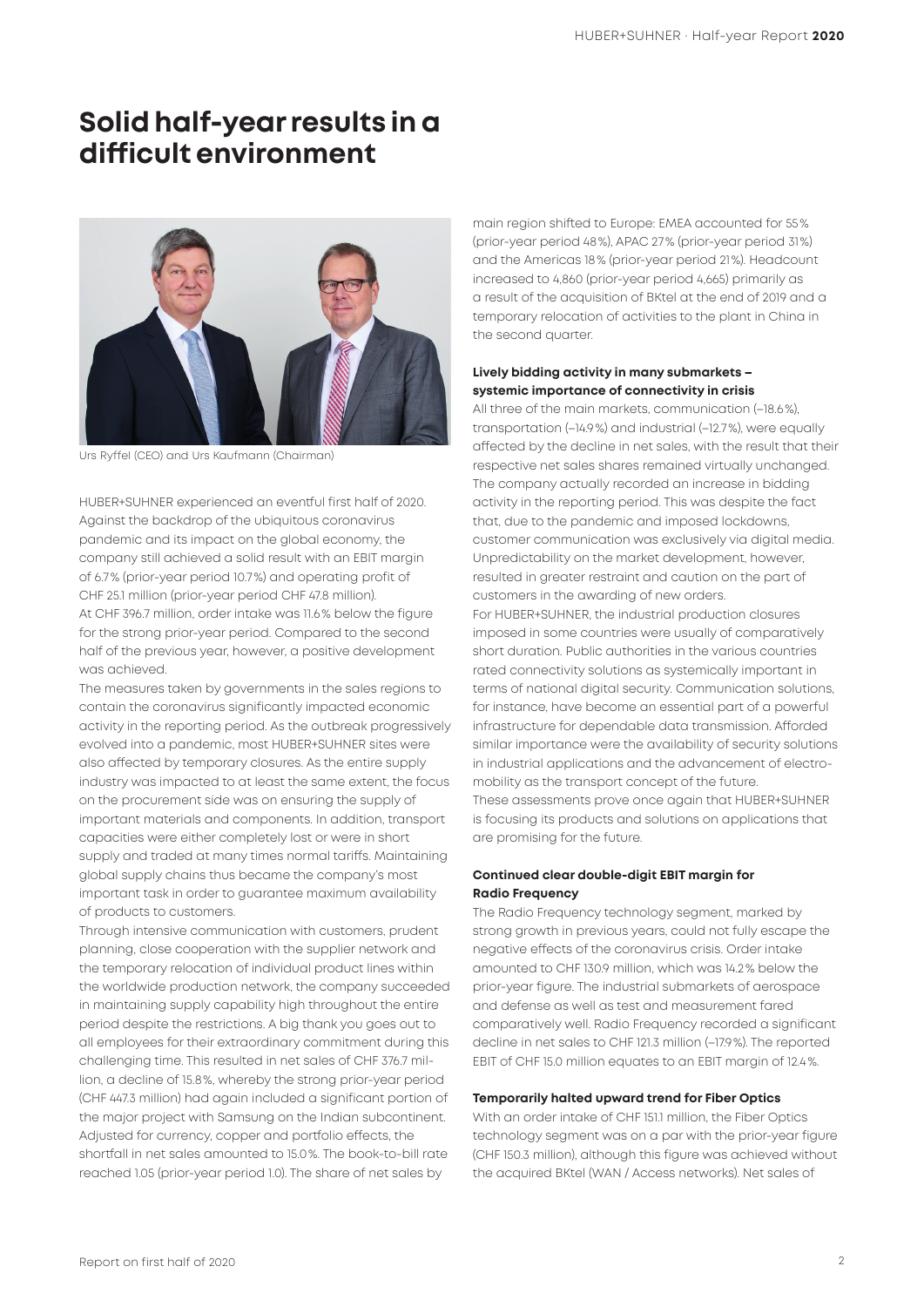# Solid half-year results in a difficult environment

Urs Ryffel (CEO) and Urs Kaufmann (Chairman)

HUBER+SUHNER experienced an eventful first half of 2020. Against the backdrop of the ubiquitous coronavirus pandemic and its impact on the global economy, the company still achieved a solid result with an EBIT margin of 6.7% (prior-year period 10.7%) and operating profit of CHF 25.1 million (prior-year period CHF 47.8 million). At CHF 396.7 million, order intake was 11.6% below the figure for the strong prior-year period. Compared to the second half of the previous year, however, a positive development was achieved.

The measures taken by governments in the sales regions to contain the coronavirus significantly impacted economic activity in the reporting period. As the outbreak progressively evolved into a pandemic, most HUBER+SUHNER sites were also affected by temporary closures. As the entire supply industry was impacted to at least the same extent, the focus on the procurement side was on ensuring the supply of important materials and components. In addition, transport capacities were either completely lost or were in short supply and traded at many times normal tariffs. Maintaining global supply chains thus became the company's most important task in order to guarantee maximum availability of products to customers.

Through intensive communication with customers, prudent planning, close cooperation with the supplier network and the temporary relocation of individual product lines within the worldwide production network, the company succeeded in maintaining supply capability high throughout the entire period despite the restrictions. A big thank you goes out to all employees for their extraordinary commitment during this challenging time. This resulted in net sales of CHF 376.7 million, a decline of 15.8%, whereby the strong prior-year period (CHF 447.3 million) had again included a significant portion of the major project with Samsung on the Indian subcontinent. Adjusted for currency, copper and portfolio effects, the shortfall in net sales amounted to 15.0%. The book-to-bill rate reached 1.05 (prior-year period 1.0). The share of net sales by main region shifted to Europe: EMEA accounted for 55% (prior-year period 48%), APAC 27% (prior-year period 31%) and the Americas 18% (prior-year period 21%). Headcount increased to 4,860 (prior-year period 4,665) primarily as a result of the acquisition of BKtel at the end of 2019 and a temporary relocation of activities to the plant in China in the second quarter.

### Lively bidding activity in many submarkets – systemic importance of connectivity in crisis

All three of the main markets, communication (–18.6%), transportation (–14.9%) and industrial (–12.7%), were equally affected by the decline in net sales, with the result that their respective net sales shares remained virtually unchanged. The company actually recorded an increase in bidding activity in the reporting period. This was despite the fact that, due to the pandemic and imposed lockdowns, customer communication was exclusively via digital media. Unpredictability on the market development, however, resulted in greater restraint and caution on the part of customers in the awarding of new orders.

For HUBER+SUHNER, the industrial production closures imposed in some countries were usually of comparatively short duration. Public authorities in the various countries rated connectivity solutions as systemically important in terms of national digital security. Communication solutions, for instance, have become an essential part of a powerful infrastructure for dependable data transmission. Afforded similar importance were the availability of security solutions in industrial applications and the advancement of electro-mobility as the transport concept of the future.

These assessments prove once again that HUBER+SUHNER is focusing its products and solutions on applications that are promising for the future.

### Continued clear double-digit EBIT margin for Radio Frequency

The Radio Frequency technology segment, marked by strong growth in previous years, could not fully escape the negative effects of the coronavirus crisis. Order intake amounted to CHF 130.9 million, which was 14.2% below the prior-year figure. The industrial submarkets of aerospace and defense as well as test and measurement fared comparatively well. Radio Frequency recorded a significant decline in net sales to CHF 121.3 million (–17.9%). The reported EBIT of CHF 15.0 million equates to an EBIT margin of 12.4%.

### Temporarily halted upward trend for Fiber Optics

With an order intake of CHF 151.1 million, the Fiber Optics technology segment was on a par with the prior-year figure (CHF 150.3 million), although this figure was achieved without the acquired BKtel (WAN / Access networks). Net sales of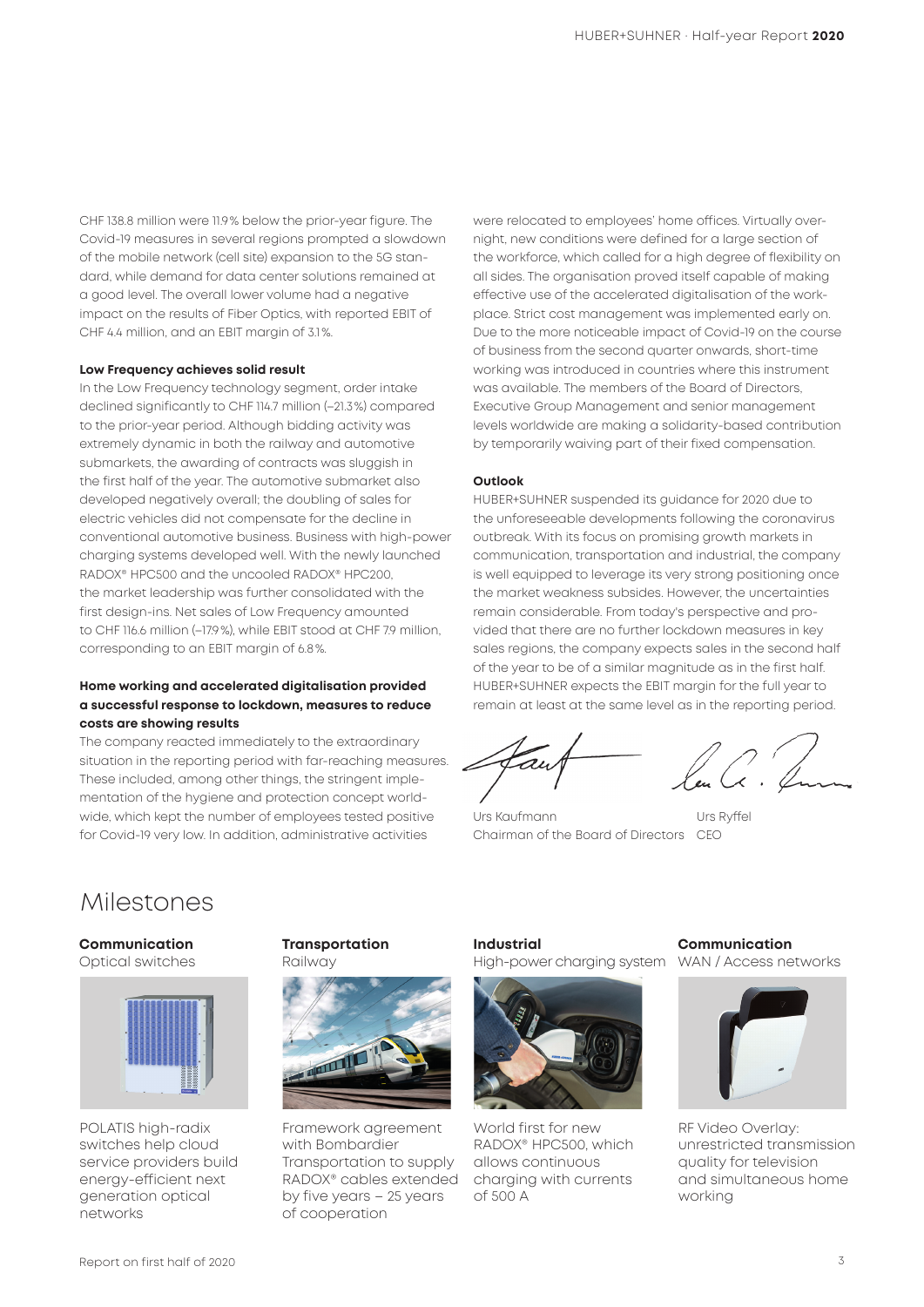CHF 138.8 million were 11.9% below the prior-year figure. The Covid-19 measures in several regions prompted a slowdown of the mobile network (cell site) expansion to the 5G standard, while demand for data center solutions remained at a good level. The overall lower volume had a negative impact on the results of Fiber Optics, with reported EBIT of CHF 4.4 million, and an EBIT margin of 3.1%.

**Low Frequency achieves solid result**

In the Low Frequency technology segment, order intake declined significantly to CHF 114.7 million (–21.3%) compared to the prior-year period. Although bidding activity was extremely dynamic in both the railway and automotive submarkets, the awarding of contracts was sluggish in the first half of the year. The automotive submarket also developed negatively overall; the doubling of sales for electric vehicles did not compensate for the decline in conventional automotive business. Business with high-power charging systems developed well. With the newly launched RADOX® HPC500 and the uncooled RADOX® HPC200, the market leadership was further consolidated with the first design-ins. Net sales of Low Frequency amounted to CHF 116.6 million (–17.9%), while EBIT stood at CHF 7.9 million, corresponding to an EBIT margin of 6.8%.

**Home working and accelerated digitalisation provided a successful response to lockdown, measures to reduce costs are showing results**

The company reacted immediately to the extraordinary situation in the reporting period with far-reaching measures. These included, among other things, the stringent implementation of the hygiene and protection concept worldwide, which kept the number of employees tested positive for Covid-19 very low. In addition, administrative activities were relocated to employees' home offices. Virtually overnight, new conditions were defined for a large section of the workforce, which called for a high degree of flexibility on all sides. The organisation proved itself capable of making effective use of the accelerated digitalisation of the workplace. Strict cost management was implemented early on. Due to the more noticeable impact of Covid-19 on the course of business from the second quarter onwards, short-time working was introduced in countries where this instrument was available. The members of the Board of Directors, Executive Group Management and senior management levels worldwide are making a solidarity-based contribution by temporarily waiving part of their fixed compensation.

**Outlook**

HUBER+SUHNER suspended its guidance for 2020 due to the unforeseeable developments following the coronavirus outbreak. With its focus on promising growth markets in communication, transportation and industrial, the company is well equipped to leverage its very strong positioning once the market weakness subsides. However, the uncertainties remain considerable. From today's perspective and provided that there are no further lockdown measures in key sales regions, the company expects sales in the second half of the year to be of a similar magnitude as in the first half. HUBER+SUHNER expects the EBIT margin for the full year to remain at least at the same level as in the reporting period.

Urs Kaufmann
Chairman of the Board of Directors

Urs Ryffel
CEO

# Milestones

**Communication**
Optical switches

POLATIS high-radix switches help cloud service providers build energy-efficient next generation optical networks

**Transportation**
Railway

Framework agreement with Bombardier Transportation to supply RADOX® cables extended by five years – 25 years of cooperation

**Industrial**
High-power charging system

World first for new RADOX® HPC500, which allows continuous charging with currents of 500 A

**Communication**
WAN / Access networks

RF Video Overlay: unrestricted transmission quality for television and simultaneous home working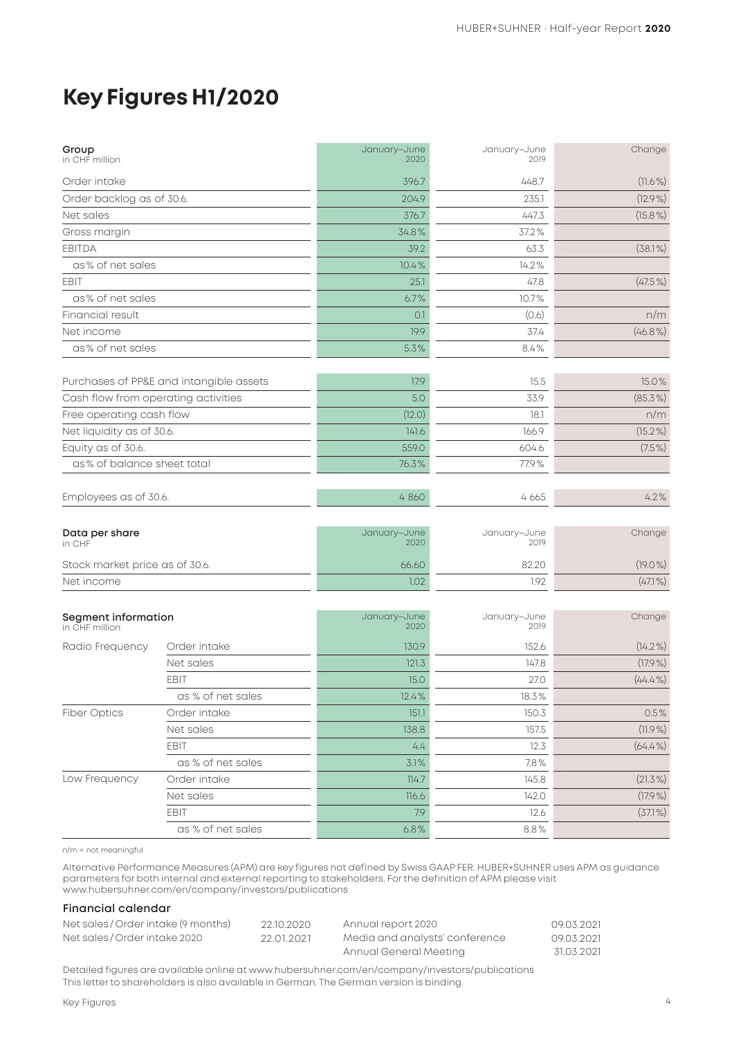# Key Figures H1/2020

| **Group**<br>in CHF million | January–June 2020 | January–June 2019 | Change |
|---|---|---|---|
| Order intake | 396.7 | 448.7 | (11.6%) |
| Order backlog as of 30.6. | 204.9 | 235.1 | (12.9%) |
| Net sales | 376.7 | 447.3 | (15.8%) |
| Gross margin | 34.8% | 37.2% | |
| EBITDA | 39.2 | 63.3 | (38.1%) |
| as% of net sales | 10.4% | 14.2% | |
| EBIT | 25.1 | 47.8 | (47.5%) |
| as% of net sales | 6.7% | 10.7% | |
| Financial result | 0.1 | (0.6) | n/m |
| Net income | 19.9 | 37.4 | (46.8%) |
| as% of net sales | 5.3% | 8.4% | |
| Purchases of PP&E and intangible assets | 17.9 | 15.5 | 15.0% |
| Cash flow from operating activities | 5.0 | 33.9 | (85.3%) |
| Free operating cash flow | (12.0) | 18.1 | n/m |
| Net liquidity as of 30.6. | 141.6 | 166.9 | (15.2%) |
| Equity as of 30.6. | 559.0 | 604.6 | (7.5%) |
| as% of balance sheet total | 76.3% | 77.9% | |
| Employees as of 30.6. | 4 860 | 4 665 | 4.2% |

| **Data per share**<br>in CHF | January–June 2020 | January–June 2019 | Change |
|---|---|---|---|
| Stock market price as of 30.6. | 66.60 | 82.20 | (19.0%) |
| Net income | 1.02 | 1.92 | (47.1%) |

| **Segment information**<br>in CHF million | | January–June 2020 | January–June 2019 | Change |
|---|---|---|---|---|
| Radio Frequency | Order intake | 130.9 | 152.6 | (14.2%) |
| | Net sales | 121.3 | 147.8 | (17.9%) |
| | EBIT | 15.0 | 27.0 | (44.4%) |
| | as % of net sales | 12.4% | 18.3% | |
| Fiber Optics | Order intake | 151.1 | 150.3 | 0.5% |
| | Net sales | 138.8 | 157.5 | (11.9%) |
| | EBIT | 4.4 | 12.3 | (64.4%) |
| | as % of net sales | 3.1% | 7.8% | |
| Low Frequency | Order intake | 114.7 | 145.8 | (21.3%) |
| | Net sales | 116.6 | 142.0 | (17.9%) |
| | EBIT | 7.9 | 12.6 | (37.1%) |
| | as % of net sales | 6.8% | 8.8% | |

n/m = not meaningful

Alternative Performance Measures (APM) are key figures not defined by Swiss GAAP FER. HUBER+SUHNER uses APM as guidance parameters for both internal and external reporting to stakeholders. For the definition of APM please visit www.hubersuhner.com/en/company/investors/publications

### Financial calendar

| | | | |
|---|---|---|---|
| Net sales / Order intake (9 months) | 22.10.2020 | Annual report 2020 | 09.03.2021 |
| Net sales / Order intake 2020 | 22.01.2021 | Media and analysts' conference | 09.03.2021 |
| | | Annual General Meeting | 31.03.2021 |

Detailed figures are available online at www.hubersuhner.com/en/company/investors/publications
This letter to shareholders is also available in German. The German version is binding.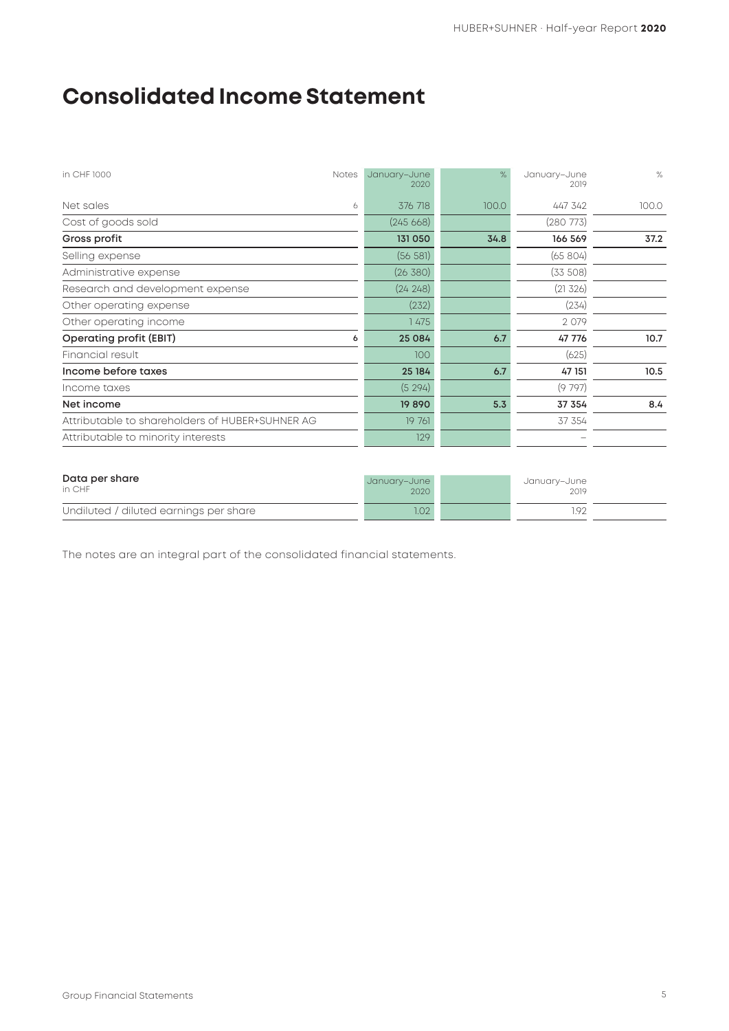# Consolidated Income Statement

| in CHF 1000 | Notes | January–June 2020 | % | January–June 2019 | % |
|---|---|---|---|---|---|
| Net sales | 6 | 376 718 | 100.0 | 447 342 | 100.0 |
| Cost of goods sold | | (245 668) | | (280 773) | |
| **Gross profit** | | **131 050** | **34.8** | **166 569** | **37.2** |
| Selling expense | | (56 581) | | (65 804) | |
| Administrative expense | | (26 380) | | (33 508) | |
| Research and development expense | | (24 248) | | (21 326) | |
| Other operating expense | | (232) | | (234) | |
| Other operating income | | 1 475 | | 2 079 | |
| **Operating profit (EBIT)** | 6 | **25 084** | **6.7** | **47 776** | **10.7** |
| Financial result | | 100 | | (625) | |
| **Income before taxes** | | **25 184** | **6.7** | **47 151** | **10.5** |
| Income taxes | | (5 294) | | (9 797) | |
| **Net income** | | **19 890** | **5.3** | **37 354** | **8.4** |
| Attributable to shareholders of HUBER+SUHNER AG | | 19 761 | | 37 354 | |
| Attributable to minority interests | | 129 | | – | |

| **Data per share** in CHF | January–June 2020 | | January–June 2019 | |
|---|---|---|---|---|
| Undiluted / diluted earnings per share | 1.02 | | 1.92 | |

The notes are an integral part of the consolidated financial statements.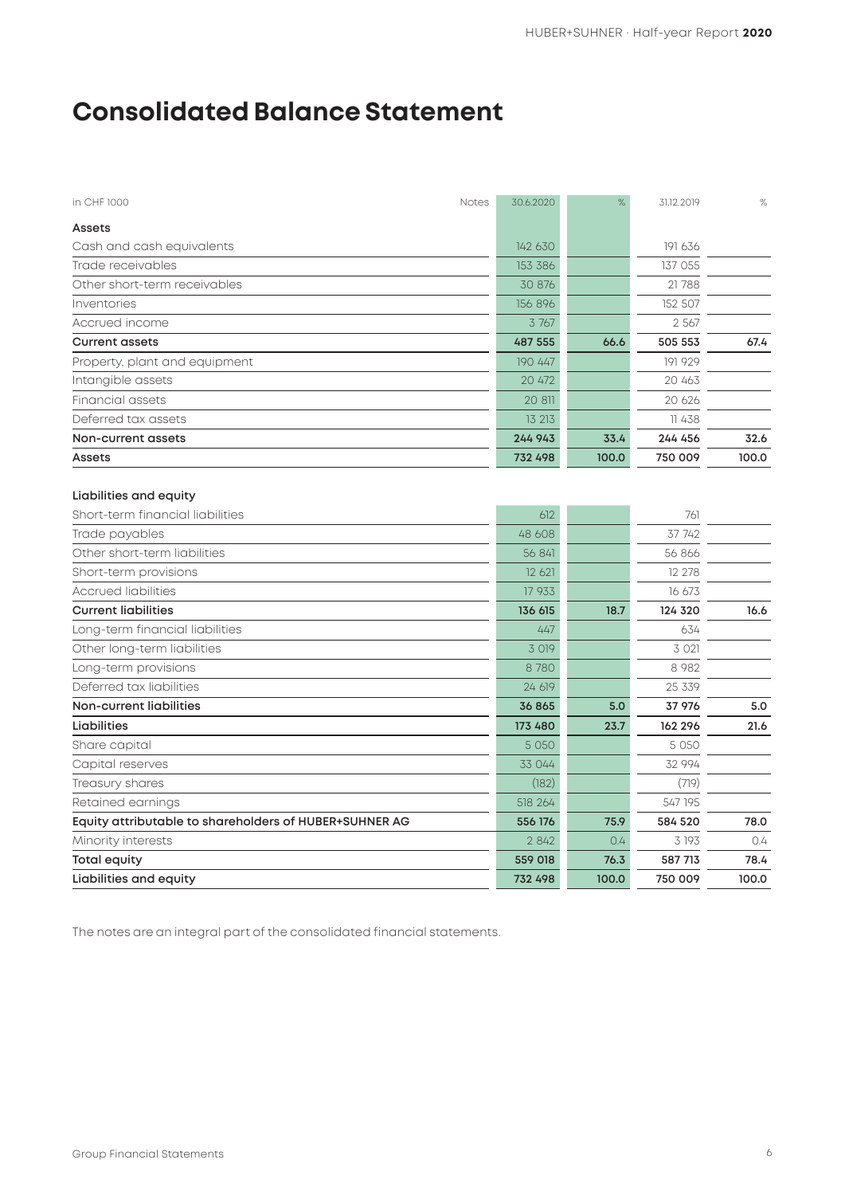# Consolidated Balance Statement

| in CHF 1000 | Notes | 30.6.2020 | % | 31.12.2019 | % |
|---|---|---|---|---|---|
| **Assets** | | | | | |
| Cash and cash equivalents | | 142 630 | | 191 636 | |
| Trade receivables | | 153 386 | | 137 055 | |
| Other short-term receivables | | 30 876 | | 21 788 | |
| Inventories | | 156 896 | | 152 507 | |
| Accrued income | | 3 767 | | 2 567 | |
| **Current assets** | | **487 555** | **66.6** | **505 553** | **67.4** |
| Property, plant and equipment | | 190 447 | | 191 929 | |
| Intangible assets | | 20 472 | | 20 463 | |
| Financial assets | | 20 811 | | 20 626 | |
| Deferred tax assets | | 13 213 | | 11 438 | |
| **Non-current assets** | | **244 943** | **33.4** | **244 456** | **32.6** |
| **Assets** | | **732 498** | **100.0** | **750 009** | **100.0** |
| | | | | | |
| **Liabilities and equity** | | | | | |
| Short-term financial liabilities | | 612 | | 761 | |
| Trade payables | | 48 608 | | 37 742 | |
| Other short-term liabilities | | 56 841 | | 56 866 | |
| Short-term provisions | | 12 621 | | 12 278 | |
| Accrued liabilities | | 17 933 | | 16 673 | |
| **Current liabilities** | | **136 615** | **18.7** | **124 320** | **16.6** |
| Long-term financial liabilities | | 447 | | 634 | |
| Other long-term liabilities | | 3 019 | | 3 021 | |
| Long-term provisions | | 8 780 | | 8 982 | |
| Deferred tax liabilities | | 24 619 | | 25 339 | |
| **Non-current liabilities** | | **36 865** | **5.0** | **37 976** | **5.0** |
| **Liabilities** | | **173 480** | **23.7** | **162 296** | **21.6** |
| Share capital | | 5 050 | | 5 050 | |
| Capital reserves | | 33 044 | | 32 994 | |
| Treasury shares | | (182) | | (719) | |
| Retained earnings | | 518 264 | | 547 195 | |
| **Equity attributable to shareholders of HUBER+SUHNER AG** | | **556 176** | **75.9** | **584 520** | **78.0** |
| Minority interests | | 2 842 | 0.4 | 3 193 | 0.4 |
| **Total equity** | | **559 018** | **76.3** | **587 713** | **78.4** |
| **Liabilities and equity** | | **732 498** | **100.0** | **750 009** | **100.0** |

The notes are an integral part of the consolidated financial statements.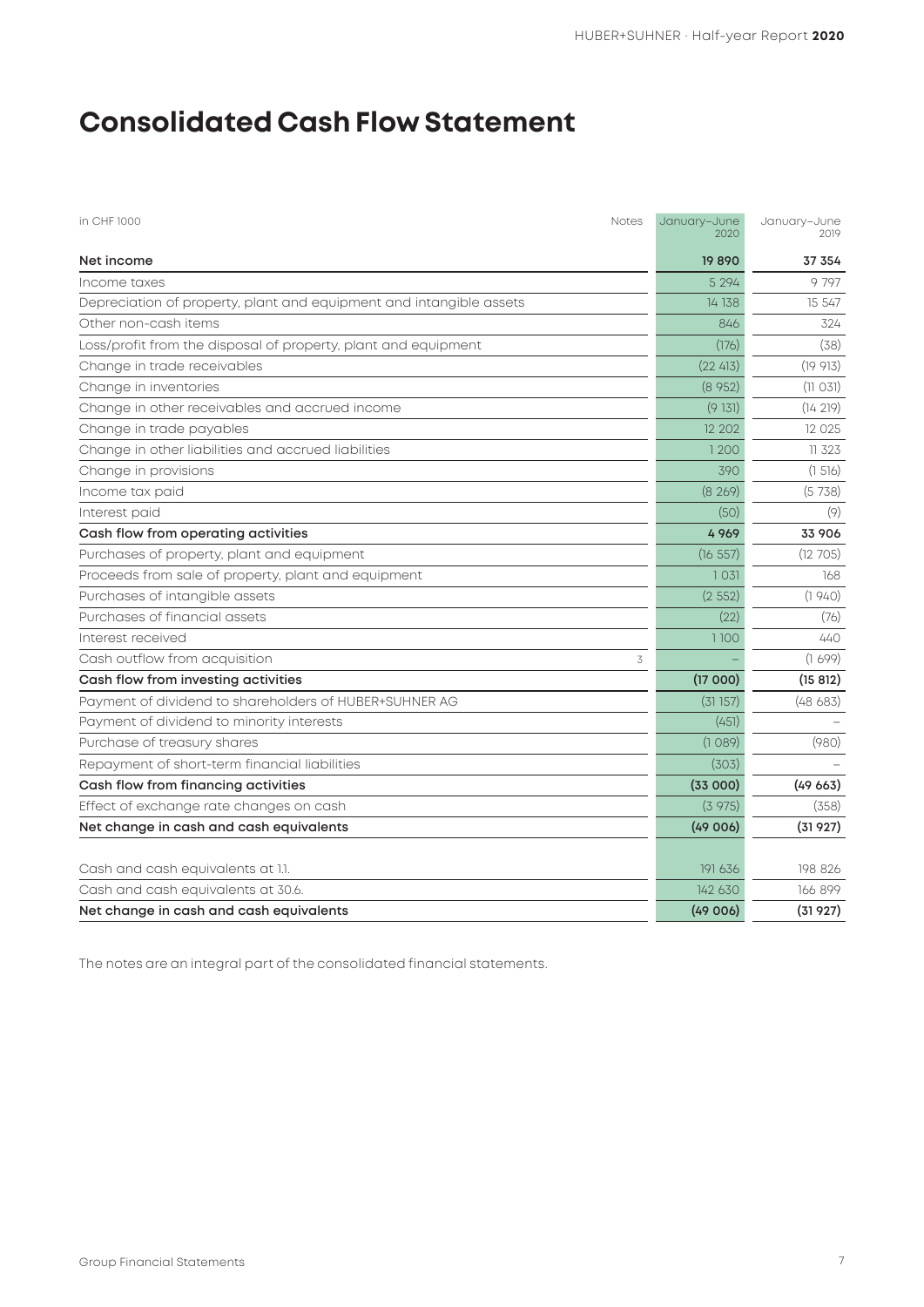# Consolidated Cash Flow Statement

| in CHF 1000 | Notes | January–June 2020 | January–June 2019 |
|---|---|---|---|
| **Net income** | | **19 890** | **37 354** |
| Income taxes | | 5 294 | 9 797 |
| Depreciation of property, plant and equipment and intangible assets | | 14 138 | 15 547 |
| Other non-cash items | | 846 | 324 |
| Loss/profit from the disposal of property, plant and equipment | | (176) | (38) |
| Change in trade receivables | | (22 413) | (19 913) |
| Change in inventories | | (8 952) | (11 031) |
| Change in other receivables and accrued income | | (9 131) | (14 219) |
| Change in trade payables | | 12 202 | 12 025 |
| Change in other liabilities and accrued liabilities | | 1 200 | 11 323 |
| Change in provisions | | 390 | (1 516) |
| Income tax paid | | (8 269) | (5 738) |
| Interest paid | | (50) | (9) |
| **Cash flow from operating activities** | | **4 969** | **33 906** |
| Purchases of property, plant and equipment | | (16 557) | (12 705) |
| Proceeds from sale of property, plant and equipment | | 1 031 | 168 |
| Purchases of intangible assets | | (2 552) | (1 940) |
| Purchases of financial assets | | (22) | (76) |
| Interest received | | 1 100 | 440 |
| Cash outflow from acquisition | 3 | – | (1 699) |
| **Cash flow from investing activities** | | **(17 000)** | **(15 812)** |
| Payment of dividend to shareholders of HUBER+SUHNER AG | | (31 157) | (48 683) |
| Payment of dividend to minority interests | | (451) | – |
| Purchase of treasury shares | | (1 089) | (980) |
| Repayment of short-term financial liabilities | | (303) | – |
| **Cash flow from financing activities** | | **(33 000)** | **(49 663)** |
| Effect of exchange rate changes on cash | | (3 975) | (358) |
| **Net change in cash and cash equivalents** | | **(49 006)** | **(31 927)** |
| | | | |
| Cash and cash equivalents at 1.1. | | 191 636 | 198 826 |
| Cash and cash equivalents at 30.6. | | 142 630 | 166 899 |
| **Net change in cash and cash equivalents** | | **(49 006)** | **(31 927)** |

The notes are an integral part of the consolidated financial statements.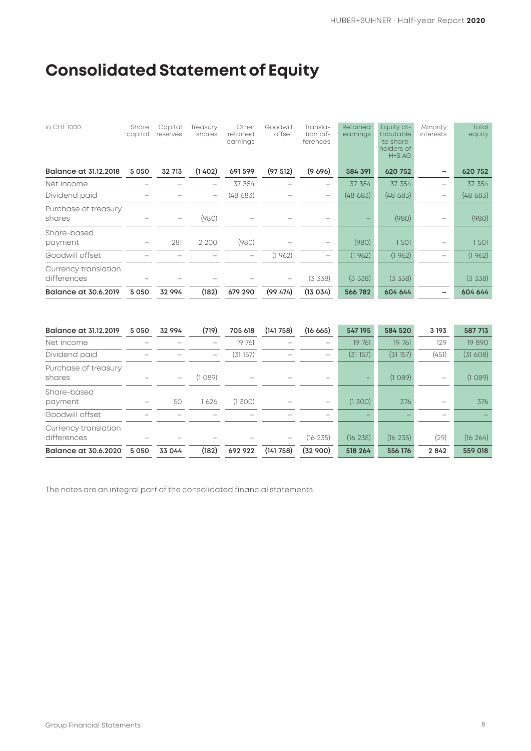# Consolidated Statement of Equity

| in CHF 1000 | Share capital | Capital reserves | Treasury shares | Other retained earnings | Goodwill offset | Translation differences | Retained earnings | Equity attributable to shareholders of H+S AG | Minority interests | Total equity |
|---|---|---|---|---|---|---|---|---|---|---|
| **Balance at 31.12.2018** | **5 050** | **32 713** | **(1 402)** | **691 599** | **(97 512)** | **(9 696)** | **584 391** | **620 752** | **–** | **620 752** |
| Net income | – | – | – | 37 354 | – | – | 37 354 | 37 354 | – | 37 354 |
| Dividend paid | – | – | – | (48 683) | – | – | (48 683) | (48 683) | – | (48 683) |
| Purchase of treasury shares | – | – | (980) | – | – | – | – | (980) | – | (980) |
| Share-based payment | – | 281 | 2 200 | (980) | – | – | (980) | 1 501 | – | 1 501 |
| Goodwill offset | – | – | – | – | (1 962) | – | (1 962) | (1 962) | – | (1 962) |
| Currency translation differences | – | – | – | – | – | (3 338) | (3 338) | (3 338) | | (3 338) |
| **Balance at 30.6.2019** | **5 050** | **32 994** | **(182)** | **679 290** | **(99 474)** | **(13 034)** | **566 782** | **604 644** | **–** | **604 644** |
| | | | | | | | | | | |
| **Balance at 31.12.2019** | **5 050** | **32 994** | **(719)** | **705 618** | **(141 758)** | **(16 665)** | **547 195** | **584 520** | **3 193** | **587 713** |
| Net income | – | – | – | 19 761 | – | – | 19 761 | 19 761 | 129 | 19 890 |
| Dividend paid | – | – | – | (31 157) | – | – | (31 157) | (31 157) | (451) | (31 608) |
| Purchase of treasury shares | – | – | (1 089) | – | – | – | – | (1 089) | – | (1 089) |
| Share-based payment | – | 50 | 1 626 | (1 300) | – | – | (1 300) | 376 | – | 376 |
| Goodwill offset | – | – | – | – | – | – | – | – | – | – |
| Currency translation differences | – | – | – | – | – | (16 235) | (16 235) | (16 235) | (29) | (16 264) |
| **Balance at 30.6.2020** | **5 050** | **33 044** | **(182)** | **692 922** | **(141 758)** | **(32 900)** | **518 264** | **556 176** | **2 842** | **559 018** |

The notes are an integral part of the consolidated financial statements.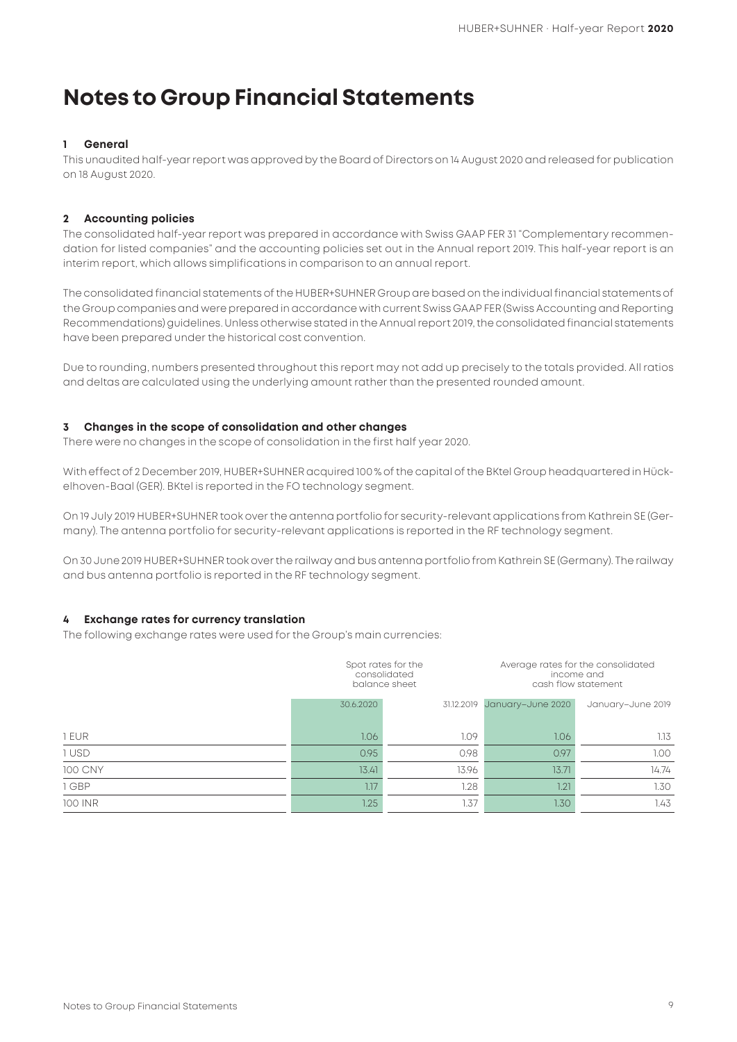# Notes to Group Financial Statements

### 1 General

This unaudited half-year report was approved by the Board of Directors on 14 August 2020 and released for publication on 18 August 2020.

### 2 Accounting policies

The consolidated half-year report was prepared in accordance with Swiss GAAP FER 31 "Complementary recommendation for listed companies" and the accounting policies set out in the Annual report 2019. This half-year report is an interim report, which allows simplifications in comparison to an annual report.

The consolidated financial statements of the HUBER+SUHNER Group are based on the individual financial statements of the Group companies and were prepared in accordance with current Swiss GAAP FER (Swiss Accounting and Reporting Recommendations) guidelines. Unless otherwise stated in the Annual report 2019, the consolidated financial statements have been prepared under the historical cost convention.

Due to rounding, numbers presented throughout this report may not add up precisely to the totals provided. All ratios and deltas are calculated using the underlying amount rather than the presented rounded amount.

### 3 Changes in the scope of consolidation and other changes

There were no changes in the scope of consolidation in the first half year 2020.

With effect of 2 December 2019, HUBER+SUHNER acquired 100 % of the capital of the BKtel Group headquartered in Hückelhoven-Baal (GER). BKtel is reported in the FO technology segment.

On 19 July 2019 HUBER+SUHNER took over the antenna portfolio for security-relevant applications from Kathrein SE (Germany). The antenna portfolio for security-relevant applications is reported in the RF technology segment.

On 30 June 2019 HUBER+SUHNER took over the railway and bus antenna portfolio from Kathrein SE (Germany). The railway and bus antenna portfolio is reported in the RF technology segment.

### 4 Exchange rates for currency translation

The following exchange rates were used for the Group's main currencies:

| | Spot rates for the consolidated balance sheet | | Average rates for the consolidated income and cash flow statement | |
|---|---|---|---|---|
| | 30.6.2020 | 31.12.2019 | January–June 2020 | January–June 2019 |
| 1 EUR | 1.06 | 1.09 | 1.06 | 1.13 |
| 1 USD | 0.95 | 0.98 | 0.97 | 1.00 |
| 100 CNY | 13.41 | 13.96 | 13.71 | 14.74 |
| 1 GBP | 1.17 | 1.28 | 1.21 | 1.30 |
| 100 INR | 1.25 | 1.37 | 1.30 | 1.43 |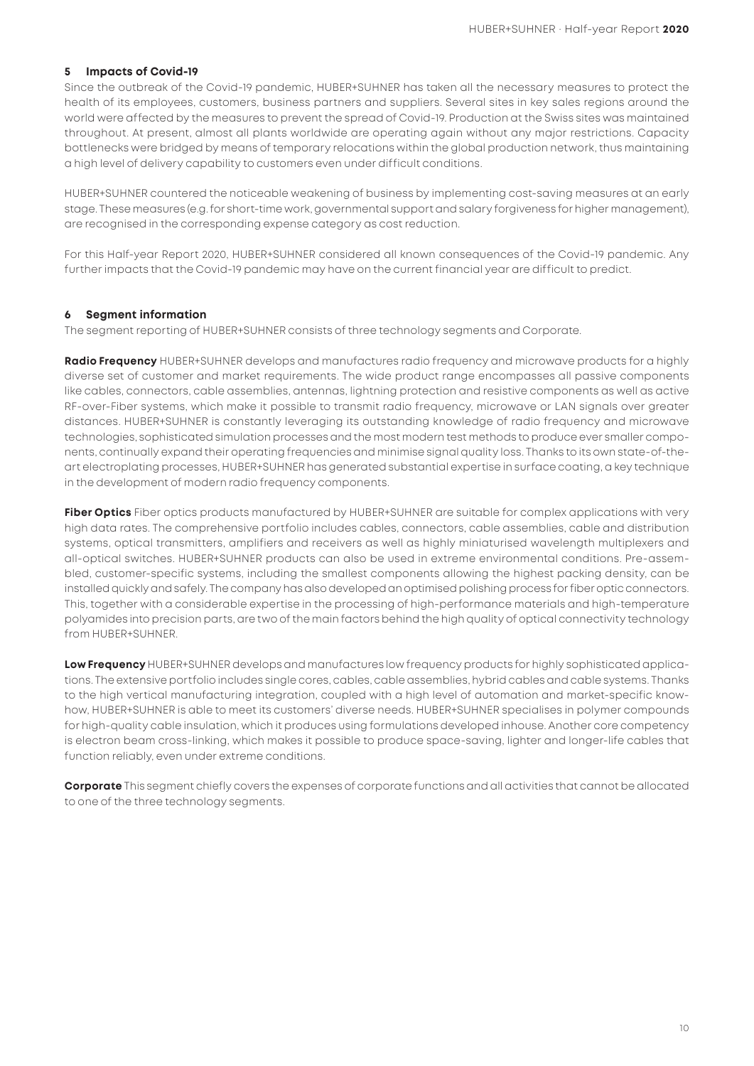## 5 Impacts of Covid-19

Since the outbreak of the Covid-19 pandemic, HUBER+SUHNER has taken all the necessary measures to protect the health of its employees, customers, business partners and suppliers. Several sites in key sales regions around the world were affected by the measures to prevent the spread of Covid-19. Production at the Swiss sites was maintained throughout. At present, almost all plants worldwide are operating again without any major restrictions. Capacity bottlenecks were bridged by means of temporary relocations within the global production network, thus maintaining a high level of delivery capability to customers even under difficult conditions.

HUBER+SUHNER countered the noticeable weakening of business by implementing cost-saving measures at an early stage. These measures (e.g. for short-time work, governmental support and salary forgiveness for higher management), are recognised in the corresponding expense category as cost reduction.

For this Half-year Report 2020, HUBER+SUHNER considered all known consequences of the Covid-19 pandemic. Any further impacts that the Covid-19 pandemic may have on the current financial year are difficult to predict.

## 6 Segment information

The segment reporting of HUBER+SUHNER consists of three technology segments and Corporate.

**Radio Frequency** HUBER+SUHNER develops and manufactures radio frequency and microwave products for a highly diverse set of customer and market requirements. The wide product range encompasses all passive components like cables, connectors, cable assemblies, antennas, lightning protection and resistive components as well as active RF-over-Fiber systems, which make it possible to transmit radio frequency, microwave or LAN signals over greater distances. HUBER+SUHNER is constantly leveraging its outstanding knowledge of radio frequency and microwave technologies, sophisticated simulation processes and the most modern test methods to produce ever smaller components, continually expand their operating frequencies and minimise signal quality loss. Thanks to its own state-of-the-art electroplating processes, HUBER+SUHNER has generated substantial expertise in surface coating, a key technique in the development of modern radio frequency components.

**Fiber Optics** Fiber optics products manufactured by HUBER+SUHNER are suitable for complex applications with very high data rates. The comprehensive portfolio includes cables, connectors, cable assemblies, cable and distribution systems, optical transmitters, amplifiers and receivers as well as highly miniaturised wavelength multiplexers and all-optical switches. HUBER+SUHNER products can also be used in extreme environmental conditions. Pre-assembled, customer-specific systems, including the smallest components allowing the highest packing density, can be installed quickly and safely. The company has also developed an optimised polishing process for fiber optic connectors. This, together with a considerable expertise in the processing of high-performance materials and high-temperature polyamides into precision parts, are two of the main factors behind the high quality of optical connectivity technology from HUBER+SUHNER.

**Low Frequency** HUBER+SUHNER develops and manufactures low frequency products for highly sophisticated applications. The extensive portfolio includes single cores, cables, cable assemblies, hybrid cables and cable systems. Thanks to the high vertical manufacturing integration, coupled with a high level of automation and market-specific know-how, HUBER+SUHNER is able to meet its customers' diverse needs. HUBER+SUHNER specialises in polymer compounds for high-quality cable insulation, which it produces using formulations developed inhouse. Another core competency is electron beam cross-linking, which makes it possible to produce space-saving, lighter and longer-life cables that function reliably, even under extreme conditions.

**Corporate** This segment chiefly covers the expenses of corporate functions and all activities that cannot be allocated to one of the three technology segments.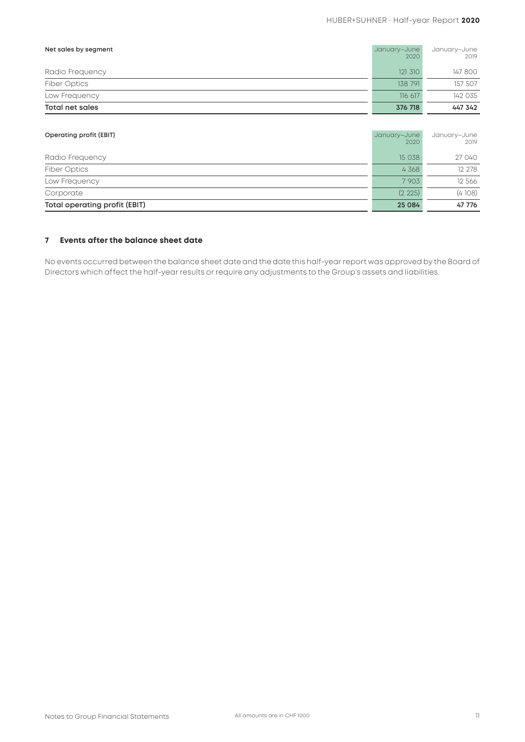| Net sales by segment | January–June 2020 | January–June 2019 |
|---|---|---|
| Radio Frequency | 121 310 | 147 800 |
| Fiber Optics | 138 791 | 157 507 |
| Low Frequency | 116 617 | 142 035 |
| **Total net sales** | **376 718** | **447 342** |

| Operating profit (EBIT) | January–June 2020 | January–June 2019 |
|---|---|---|
| Radio Frequency | 15 038 | 27 040 |
| Fiber Optics | 4 368 | 12 278 |
| Low Frequency | 7 903 | 12 566 |
| Corporate | (2 225) | (4 108) |
| **Total operating profit (EBIT)** | **25 084** | **47 776** |

## 7 Events after the balance sheet date

No events occurred between the balance sheet date and the date this half-year report was approved by the Board of Directors which affect the half-year results or require any adjustments to the Group's assets and liabilities.

All amounts are in CHF 1000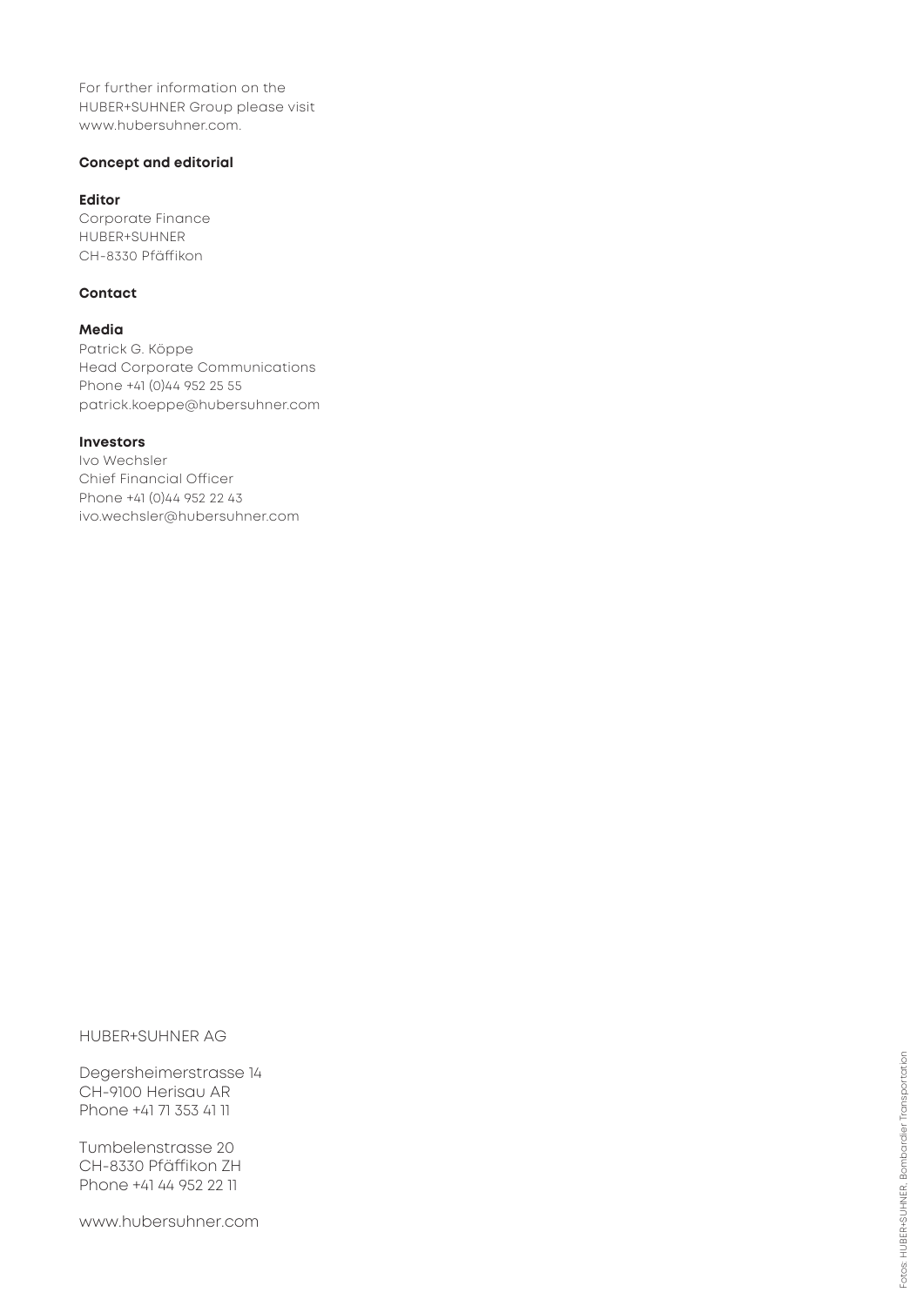For further information on the HUBER+SUHNER Group please visit www.hubersuhner.com.

**Concept and editorial**

**Editor**
Corporate Finance
HUBER+SUHNER
CH-8330 Pfäffikon

**Contact**

**Media**
Patrick G. Köppe
Head Corporate Communications
Phone +41 (0)44 952 25 55
patrick.koeppe@hubersuhner.com

**Investors**
Ivo Wechsler
Chief Financial Officer
Phone +41 (0)44 952 22 43
ivo.wechsler@hubersuhner.com

HUBER+SUHNER AG

Degersheimerstrasse 14
CH-9100 Herisau AR
Phone +41 71 353 41 11

Tumbelenstrasse 20
CH-8330 Pfäffikon ZH
Phone +41 44 952 22 11

www.hubersuhner.com

Fotos: HUBER+SUHNER, Bombardier Transportation